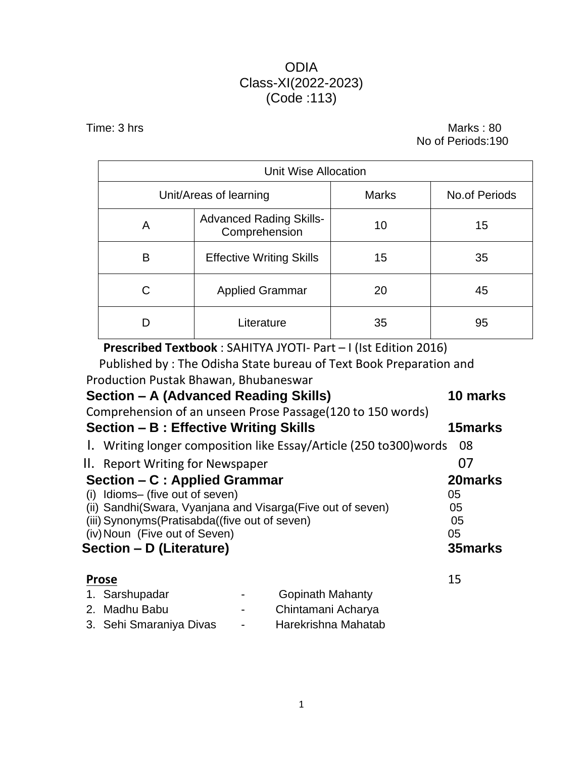# ODIA
## Class-XI(2022-2023)
## (Code :113)

Time: 3 hrs

Marks : 80

No of Periods:190

| Unit Wise Allocation | | | |
|---|---|---|---|
| Unit/Areas of learning | | Marks | No.of Periods |
| A | Advanced Rading Skills-Comprehension | 10 | 15 |
| B | Effective Writing Skills | 15 | 35 |
| C | Applied Grammar | 20 | 45 |
| D | Literature | 35 | 95 |

**Prescribed Textbook** : SAHITYA JYOTI- Part – I (Ist Edition 2016)

Published by : The Odisha State bureau of Text Book Preparation and Production Pustak Bhawan, Bhubaneswar

### Section – A (Advanced Reading Skills) 10 marks

Comprehension of an unseen Prose Passage(120 to 150 words)

### Section – B : Effective Writing Skills 15marks

I. Writing longer composition like Essay/Article (250 to300)words 08

II. Report Writing for Newspaper 07

### Section – C : Applied Grammar 20marks

(i) Idioms– (five out of seven) 05

(ii) Sandhi(Swara, Vyanjana and Visarga(Five out of seven) 05

(iii) Synonyms(Pratisabda((five out of seven) 05

(iv) Noun (Five out of Seven) 05

### Section – D (Literature) 35marks

**<u>Prose</u>** 15

1. Sarshupadar - Gopinath Mahanty
2. Madhu Babu - Chintamani Acharya
3. Sehi Smaraniya Divas - Harekrishna Mahatab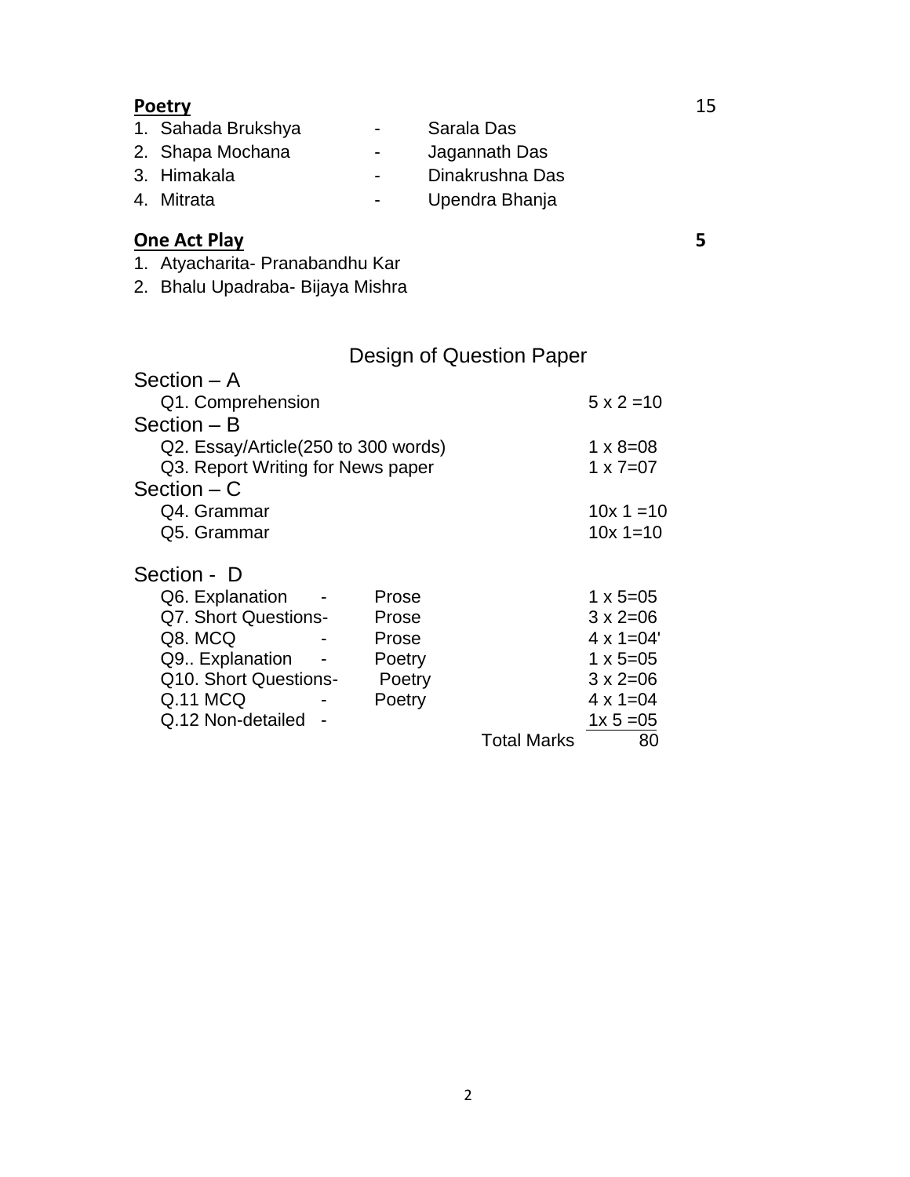**Poetry** 15

| | | |
|---|---|---|
| 1. Sahada Brukshya | - | Sarala Das |
| 2. Shapa Mochana | - | Jagannath Das |
| 3. Himakala | - | Dinakrushna Das |
| 4. Mitrata | - | Upendra Bhanja |

**One Act Play** **5**

1. Atyacharita- Pranabandhu Kar
2. Bhalu Upadraba- Bijaya Mishra

## Design of Question Paper

**Section – A**

| | | |
|---|---|---|
| Q1. Comprehension | | 5 x 2 =10 |

**Section – B**

| | | |
|---|---|---|
| Q2. Essay/Article(250 to 300 words) | | 1 x 8=08 |
| Q3. Report Writing for News paper | | 1 x 7=07 |

**Section – C**

| | | |
|---|---|---|
| Q4. Grammar | | 10x 1 =10 |
| Q5. Grammar | | 10x 1=10 |

**Section - D**

| | | |
|---|---|---|
| Q6. Explanation - | Prose | 1 x 5=05 |
| Q7. Short Questions- | Prose | 3 x 2=06 |
| Q8. MCQ - | Prose | 4 x 1=04' |
| Q9.. Explanation - | Poetry | 1 x 5=05 |
| Q10. Short Questions- | Poetry | 3 x 2=06 |
| Q.11 MCQ - | Poetry | 4 x 1=04 |
| Q.12 Non-detailed - | | 1x 5 =05 |
| | Total Marks | 80 |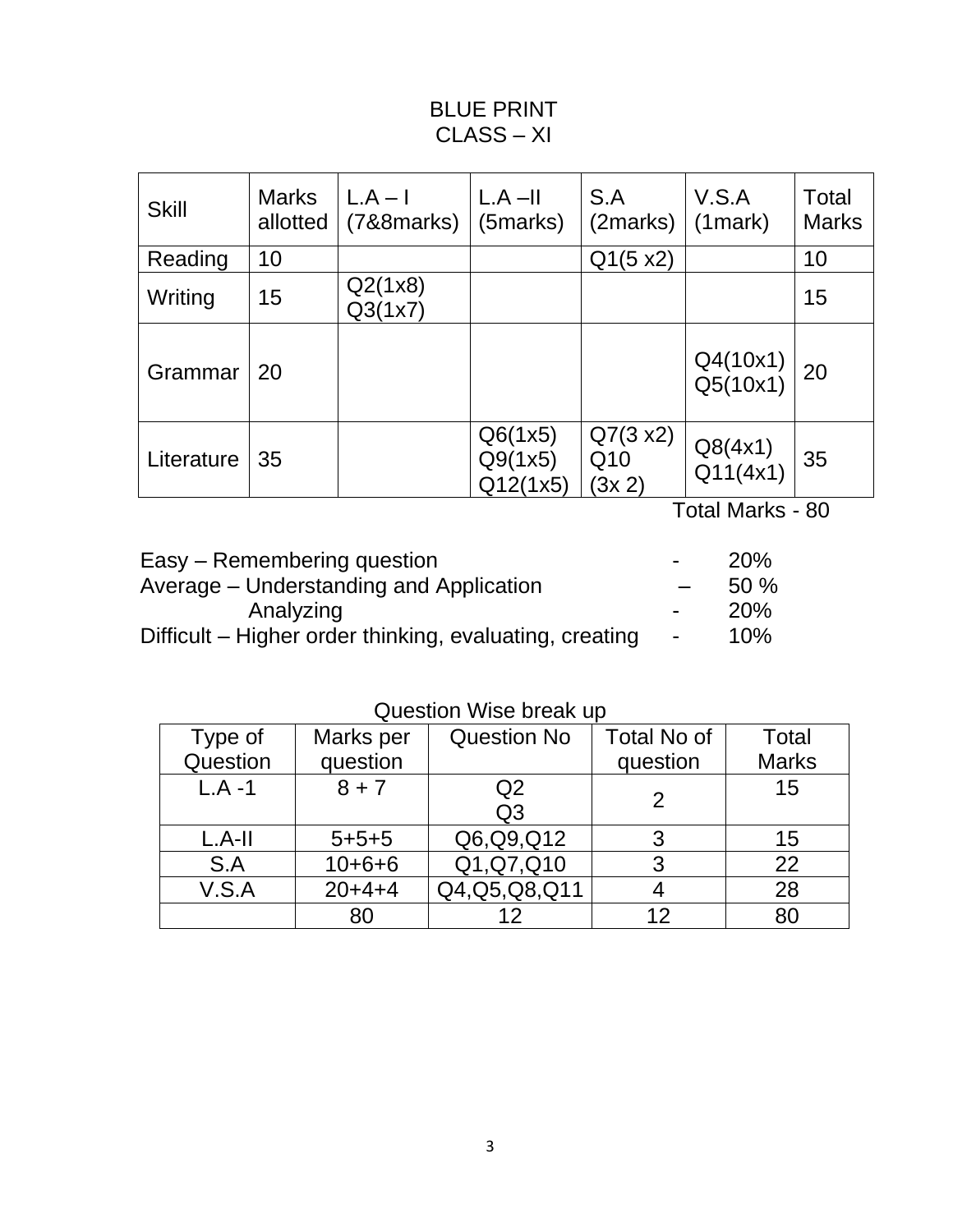# BLUE PRINT
## CLASS – XI

| Skill | Marks allotted | L.A – I (7&8marks) | L.A –II (5marks) | S.A (2marks) | V.S.A (1mark) | Total Marks |
|---|---|---|---|---|---|---|
| Reading | 10 | | | Q1(5 x2) | | 10 |
| Writing | 15 | Q2(1x8) Q3(1x7) | | | | 15 |
| Grammar | 20 | | | | Q4(10x1) Q5(10x1) | 20 |
| Literature | 35 | | Q6(1x5) Q9(1x5) Q12(1x5) | Q7(3 x2) Q10 (3x 2) | Q8(4x1) Q11(4x1) | 35 |

Total Marks - 80

| | | |
|---|---|---|
| Easy – Remembering question | - | 20% |
| Average – Understanding and Application | – | 50 % |
| Analyzing | - | 20% |
| Difficult – Higher order thinking, evaluating, creating | - | 10% |

Question Wise break up

| Type of Question | Marks per question | Question No | Total No of question | Total Marks |
|---|---|---|---|---|
| L.A -1 | 8 + 7 | Q2 Q3 | 2 | 15 |
| L.A-II | 5+5+5 | Q6,Q9,Q12 | 3 | 15 |
| S.A | 10+6+6 | Q1,Q7,Q10 | 3 | 22 |
| V.S.A | 20+4+4 | Q4,Q5,Q8,Q11 | 4 | 28 |
| | 80 | 12 | 12 | 80 |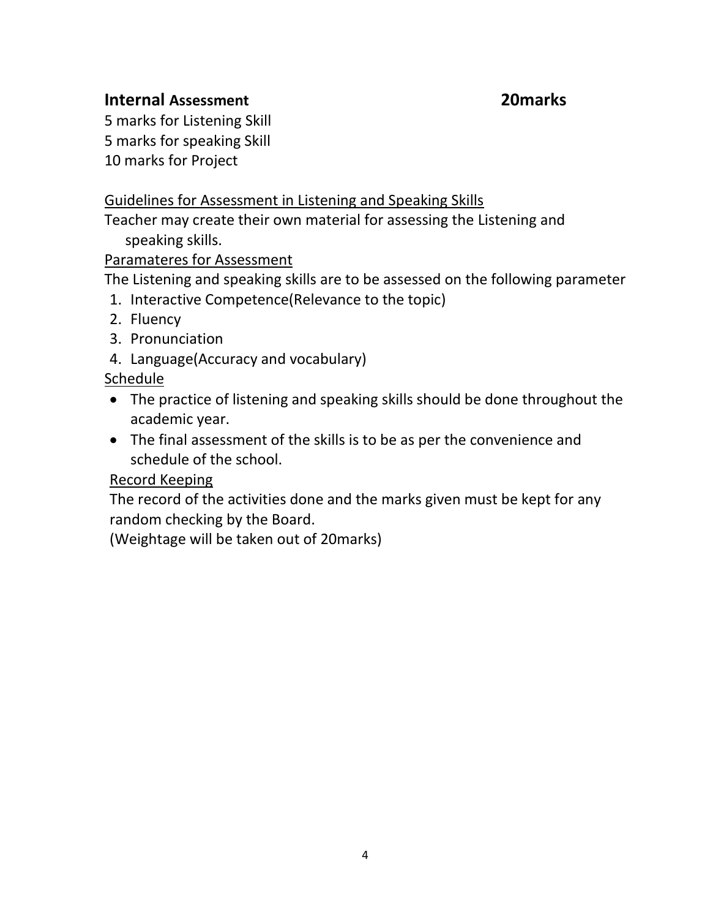## **Internal** **Assessment** **20marks**

5 marks for Listening Skill
5 marks for speaking Skill
10 marks for Project

<u>Guidelines for Assessment in Listening and Speaking Skills</u>

Teacher may create their own material for assessing the Listening and speaking skills.

<u>Paramateres for Assessment</u>

The Listening and speaking skills are to be assessed on the following parameter

1. Interactive Competence(Relevance to the topic)
2. Fluency
3. Pronunciation
4. Language(Accuracy and vocabulary)

<u>Schedule</u>

- The practice of listening and speaking skills should be done throughout the academic year.
- The final assessment of the skills is to be as per the convenience and schedule of the school.

<u>Record Keeping</u>

The record of the activities done and the marks given must be kept for any random checking by the Board.

(Weightage will be taken out of 20marks)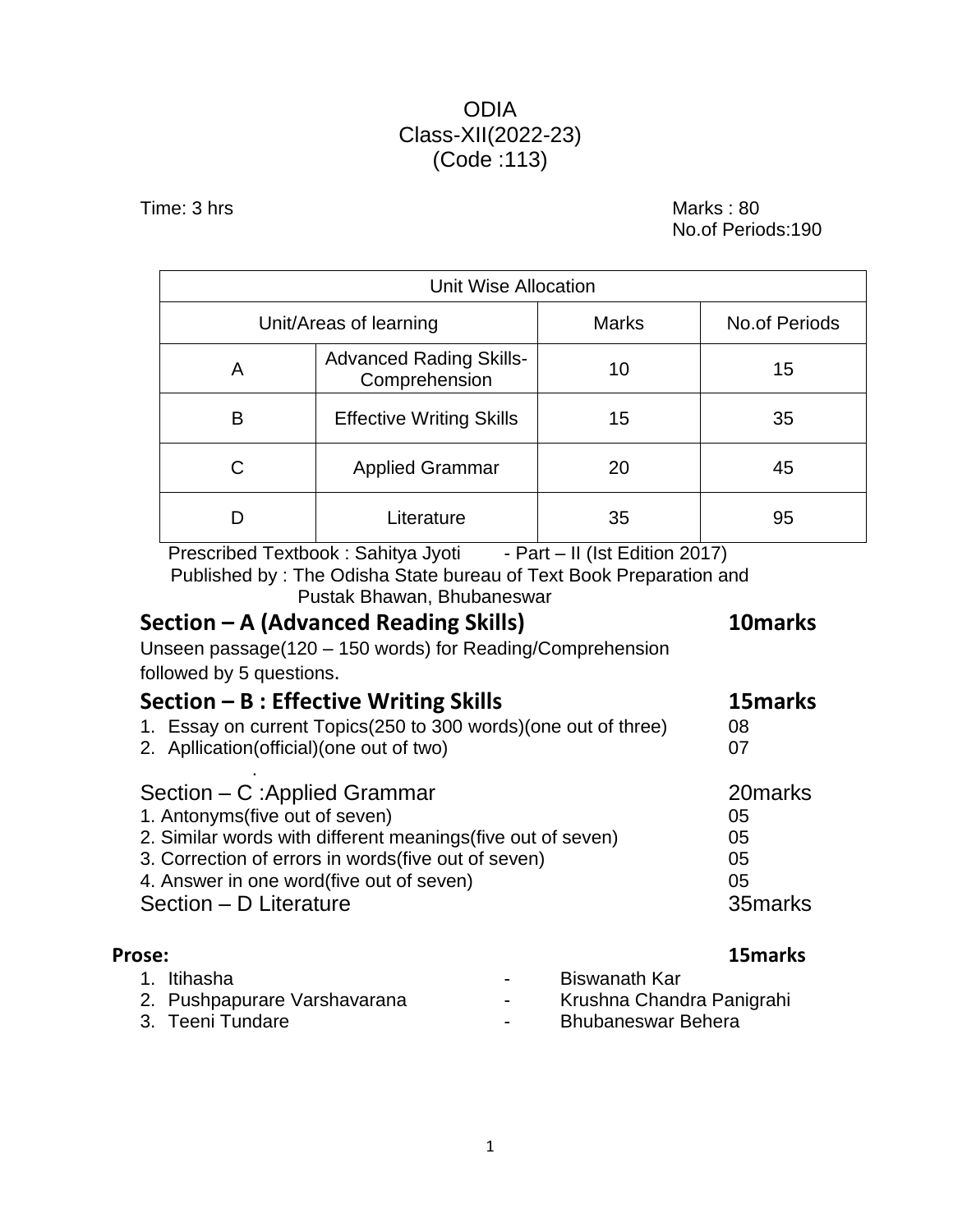# ODIA
## Class-XII(2022-23)
## (Code :113)

Time: 3 hrs

Marks : 80
No.of Periods:190

| Unit Wise Allocation | | | |
|---|---|---|---|
| Unit/Areas of learning | | Marks | No.of Periods |
| A | Advanced Rading Skills-Comprehension | 10 | 15 |
| B | Effective Writing Skills | 15 | 35 |
| C | Applied Grammar | 20 | 45 |
| D | Literature | 35 | 95 |

Prescribed Textbook : Sahitya Jyoti - Part – II (Ist Edition 2017)
Published by : The Odisha State bureau of Text Book Preparation and Pustak Bhawan, Bhubaneswar

### Section – A (Advanced Reading Skills) 10marks

Unseen passage(120 – 150 words) for Reading/Comprehension followed by 5 questions.

### Section – B : Effective Writing Skills 15marks

1. Essay on current Topics(250 to 300 words)(one out of three) 08
2. Apllication(official)(one out of two) 07

Section – C :Applied Grammar 20marks

1. Antonyms(five out of seven) 05
2. Similar words with different meanings(five out of seven) 05
3. Correction of errors in words(five out of seven) 05
4. Answer in one word(five out of seven) 05

Section – D Literature 35marks

**Prose: 15marks**

1. Itihasha - Biswanath Kar
2. Pushpapurare Varshavarana - Krushna Chandra Panigrahi
3. Teeni Tundare - Bhubaneswar Behera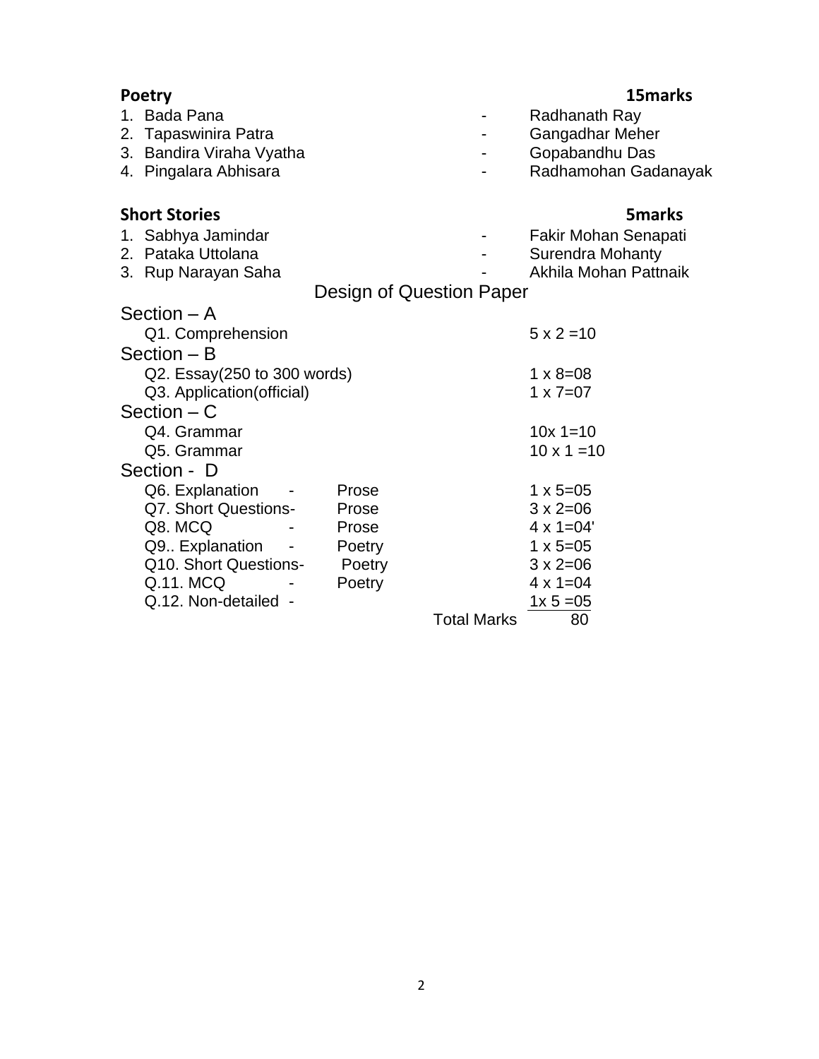**Poetry** **15marks**

1. Bada Pana - Radhanath Ray
2. Tapaswinira Patra - Gangadhar Meher
3. Bandira Viraha Vyatha - Gopabandhu Das
4. Pingalara Abhisara - Radhamohan Gadanayak

**Short Stories** **5marks**

1. Sabhya Jamindar - Fakir Mohan Senapati
2. Pataka Uttolana - Surendra Mohanty
3. Rup Narayan Saha - Akhila Mohan Pattnaik

## Design of Question Paper

### Section – A

| Question | | Marks |
|---|---|---|
| Q1. Comprehension | | 5 x 2 =10 |

### Section – B

| Question | | Marks |
|---|---|---|
| Q2. Essay(250 to 300 words) | | 1 x 8=08 |
| Q3. Application(official) | | 1 x 7=07 |

### Section – C

| Question | | Marks |
|---|---|---|
| Q4. Grammar | | 10x 1=10 |
| Q5. Grammar | | 10 x 1 =10 |

### Section - D

| Question | | Marks |
|---|---|---|
| Q6. Explanation - | Prose | 1 x 5=05 |
| Q7. Short Questions- | Prose | 3 x 2=06 |
| Q8. MCQ - | Prose | 4 x 1=04' |
| Q9.. Explanation - | Poetry | 1 x 5=05 |
| Q10. Short Questions- | Poetry | 3 x 2=06 |
| Q.11. MCQ - | Poetry | 4 x 1=04 |
| Q.12. Non-detailed - | | 1x 5 =05 |
| | Total Marks | 80 |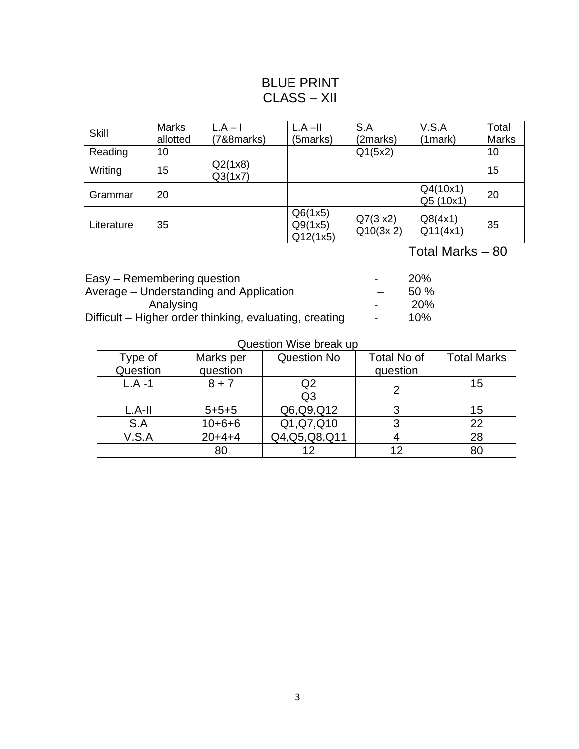# BLUE PRINT
# CLASS – XII

| Skill | Marks allotted | L.A – I (7&8marks) | L.A –II (5marks) | S.A (2marks) | V.S.A (1mark) | Total Marks |
|---|---|---|---|---|---|---|
| Reading | 10 | | | Q1(5x2) | | 10 |
| Writing | 15 | Q2(1x8) Q3(1x7) | | | | 15 |
| Grammar | 20 | | | | Q4(10x1) Q5 (10x1) | 20 |
| Literature | 35 | | Q6(1x5) Q9(1x5) Q12(1x5) | Q7(3 x2) Q10(3x 2) | Q8(4x1) Q11(4x1) | 35 |

Total Marks – 80

| | | |
|---|---|---|
| Easy – Remembering question | - | 20% |
| Average – Understanding and Application | – | 50 % |
| Analysing | - | 20% |
| Difficult – Higher order thinking, evaluating, creating | - | 10% |

Question Wise break up

| Type of Question | Marks per question | Question No | Total No of question | Total Marks |
|---|---|---|---|---|
| L.A -1 | 8 + 7 | Q2 Q3 | 2 | 15 |
| L.A-II | 5+5+5 | Q6,Q9,Q12 | 3 | 15 |
| S.A | 10+6+6 | Q1,Q7,Q10 | 3 | 22 |
| V.S.A | 20+4+4 | Q4,Q5,Q8,Q11 | 4 | 28 |
| | 80 | 12 | 12 | 80 |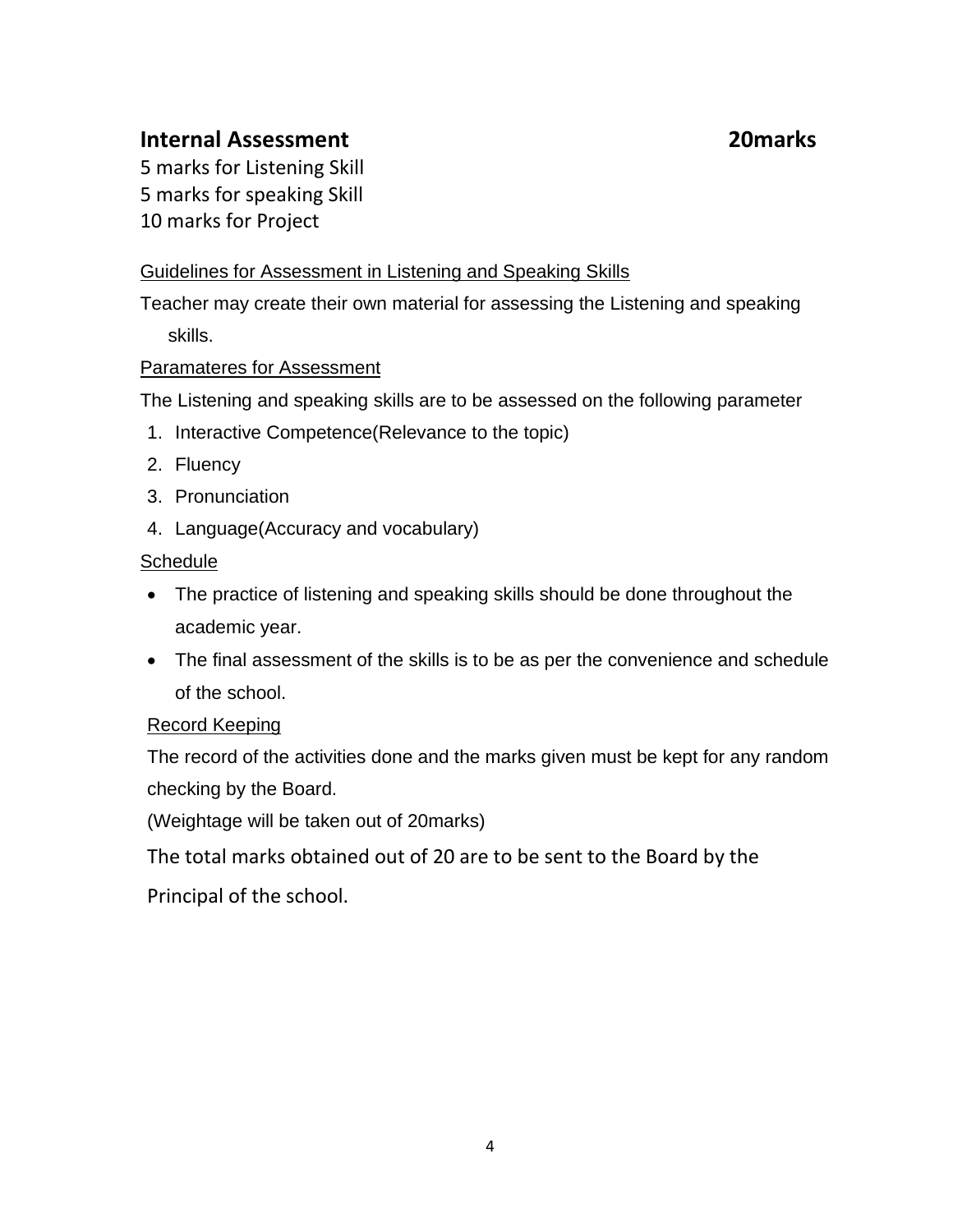## Internal Assessment 20marks

5 marks for Listening Skill
5 marks for speaking Skill
10 marks for Project

<u>Guidelines for Assessment in Listening and Speaking Skills</u>

Teacher may create their own material for assessing the Listening and speaking skills.

<u>Paramateres for Assessment</u>

The Listening and speaking skills are to be assessed on the following parameter

1. Interactive Competence(Relevance to the topic)
2. Fluency
3. Pronunciation
4. Language(Accuracy and vocabulary)

<u>Schedule</u>

- The practice of listening and speaking skills should be done throughout the academic year.
- The final assessment of the skills is to be as per the convenience and schedule of the school.

<u>Record Keeping</u>

The record of the activities done and the marks given must be kept for any random checking by the Board.

(Weightage will be taken out of 20marks)

The total marks obtained out of 20 are to be sent to the Board by the Principal of the school.